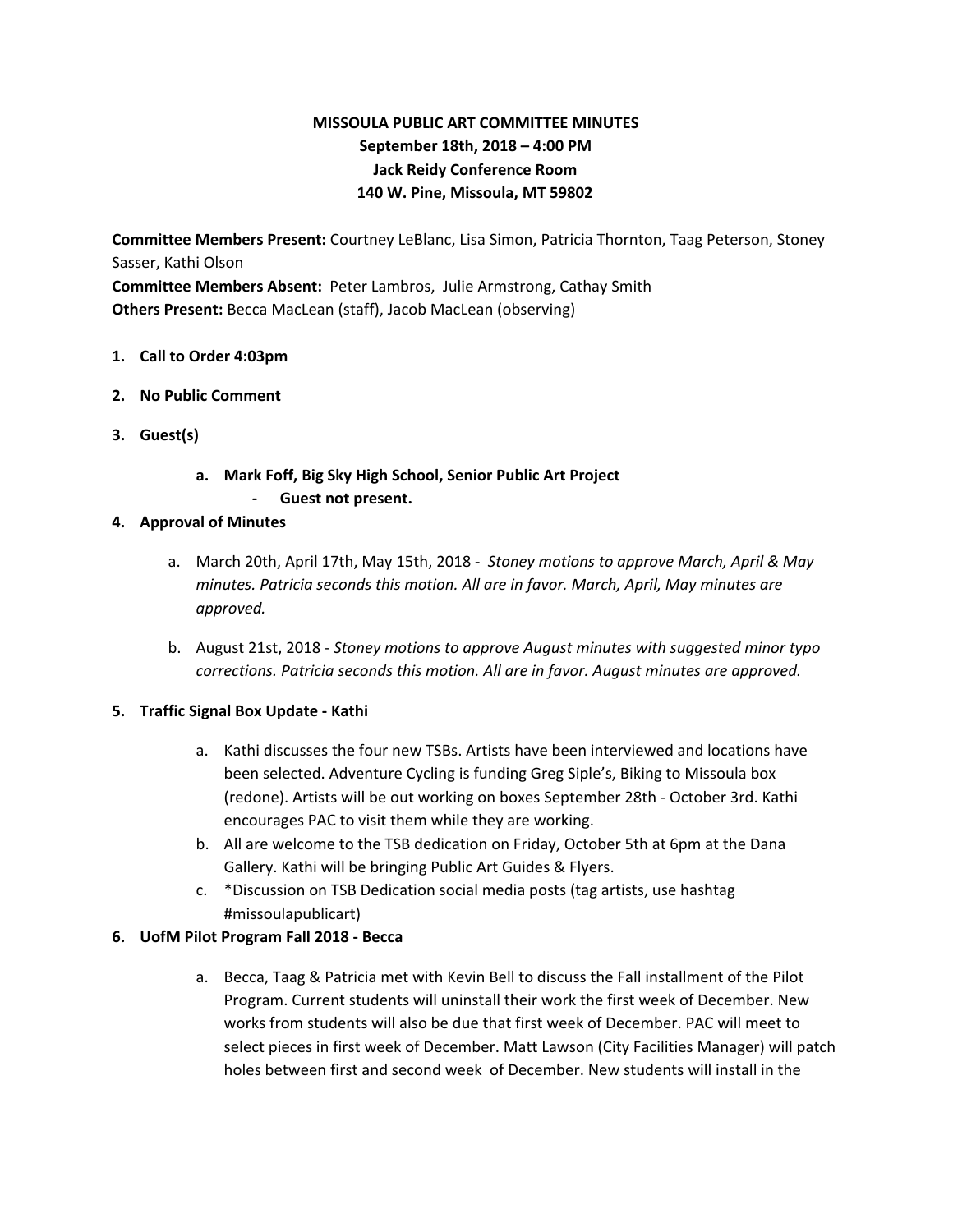**MISSOULA PUBLIC ART COMMITTEE MINUTES**
**September 18th, 2018 – 4:00 PM**
**Jack Reidy Conference Room**
**140 W. Pine, Missoula, MT 59802**

**Committee Members Present:** Courtney LeBlanc, Lisa Simon, Patricia Thornton, Taag Peterson, Stoney Sasser, Kathi Olson
**Committee Members Absent:** Peter Lambros, Julie Armstrong, Cathay Smith
**Others Present:** Becca MacLean (staff), Jacob MacLean (observing)

1. **Call to Order 4:03pm**

2. **No Public Comment**

3. **Guest(s)**

   a. **Mark Foff, Big Sky High School, Senior Public Art Project**
      - **Guest not present.**

4. **Approval of Minutes**

   a. March 20th, April 17th, May 15th, 2018 - *Stoney motions to approve March, April & May minutes. Patricia seconds this motion. All are in favor. March, April, May minutes are approved.*

   b. August 21st, 2018 - *Stoney motions to approve August minutes with suggested minor typo corrections. Patricia seconds this motion. All are in favor. August minutes are approved.*

5. **Traffic Signal Box Update - Kathi**

   a. Kathi discusses the four new TSBs. Artists have been interviewed and locations have been selected. Adventure Cycling is funding Greg Siple's, Biking to Missoula box (redone). Artists will be out working on boxes September 28th - October 3rd. Kathi encourages PAC to visit them while they are working.
   b. All are welcome to the TSB dedication on Friday, October 5th at 6pm at the Dana Gallery. Kathi will be bringing Public Art Guides & Flyers.
   c. *Discussion on TSB Dedication social media posts (tag artists, use hashtag #missoulapublicart)

6. **UofM Pilot Program Fall 2018 - Becca**

   a. Becca, Taag & Patricia met with Kevin Bell to discuss the Fall installment of the Pilot Program. Current students will uninstall their work the first week of December. New works from students will also be due that first week of December. PAC will meet to select pieces in first week of December. Matt Lawson (City Facilities Manager) will patch holes between first and second week of December. New students will install in the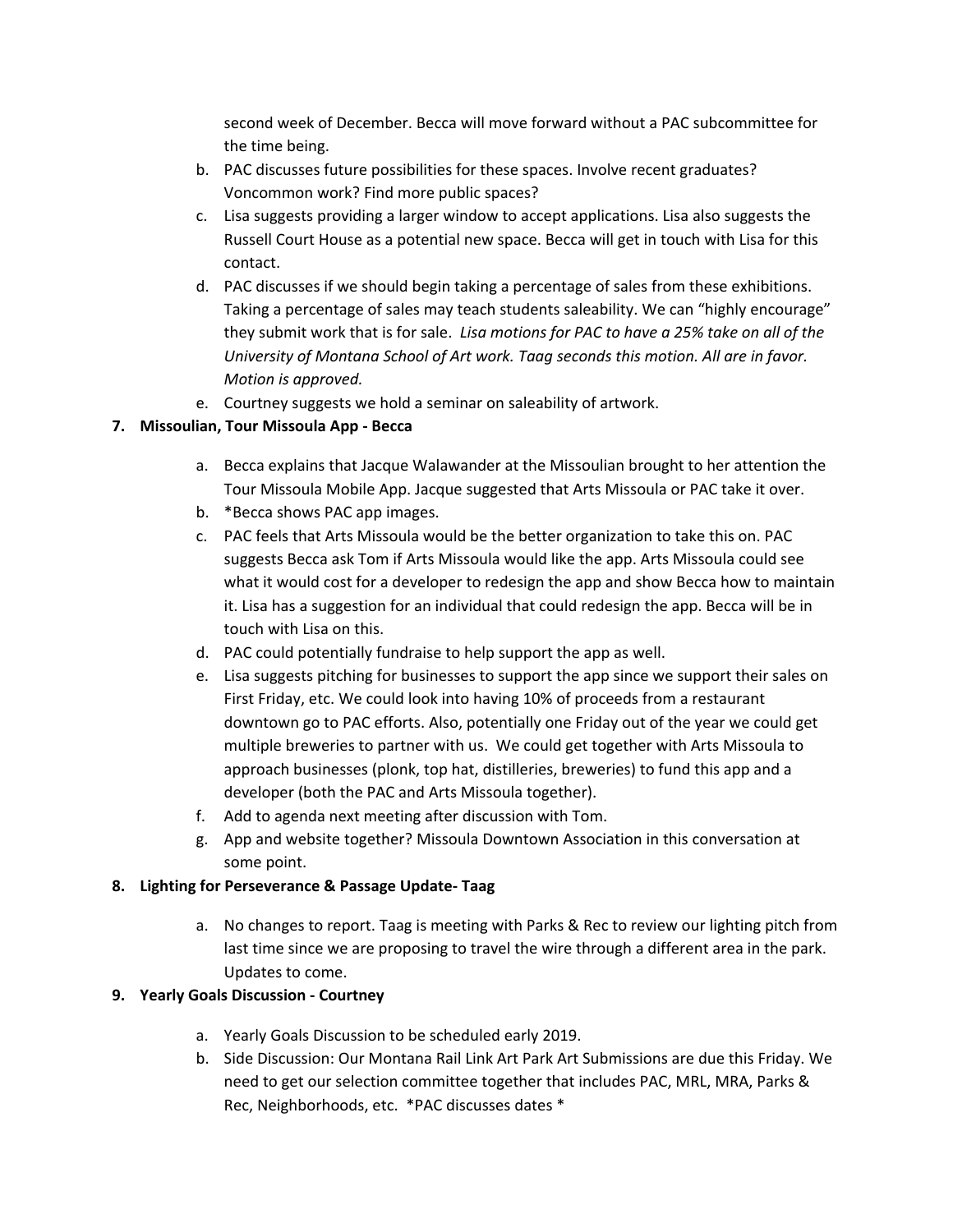second week of December. Becca will move forward without a PAC subcommittee for the time being.

b. PAC discusses future possibilities for these spaces. Involve recent graduates? Voncommon work? Find more public spaces?
c. Lisa suggests providing a larger window to accept applications. Lisa also suggests the Russell Court House as a potential new space. Becca will get in touch with Lisa for this contact.
d. PAC discusses if we should begin taking a percentage of sales from these exhibitions. Taking a percentage of sales may teach students saleability. We can "highly encourage" they submit work that is for sale. *Lisa motions for PAC to have a 25% take on all of the University of Montana School of Art work. Taag seconds this motion. All are in favor. Motion is approved.*
e. Courtney suggests we hold a seminar on saleability of artwork.

**7. Missoulian, Tour Missoula App - Becca**

a. Becca explains that Jacque Walawander at the Missoulian brought to her attention the Tour Missoula Mobile App. Jacque suggested that Arts Missoula or PAC take it over.
b. *Becca shows PAC app images.
c. PAC feels that Arts Missoula would be the better organization to take this on. PAC suggests Becca ask Tom if Arts Missoula would like the app. Arts Missoula could see what it would cost for a developer to redesign the app and show Becca how to maintain it. Lisa has a suggestion for an individual that could redesign the app. Becca will be in touch with Lisa on this.
d. PAC could potentially fundraise to help support the app as well.
e. Lisa suggests pitching for businesses to support the app since we support their sales on First Friday, etc. We could look into having 10% of proceeds from a restaurant downtown go to PAC efforts. Also, potentially one Friday out of the year we could get multiple breweries to partner with us. We could get together with Arts Missoula to approach businesses (plonk, top hat, distilleries, breweries) to fund this app and a developer (both the PAC and Arts Missoula together).
f. Add to agenda next meeting after discussion with Tom.
g. App and website together? Missoula Downtown Association in this conversation at some point.

**8. Lighting for Perseverance & Passage Update- Taag**

a. No changes to report. Taag is meeting with Parks & Rec to review our lighting pitch from last time since we are proposing to travel the wire through a different area in the park. Updates to come.

**9. Yearly Goals Discussion - Courtney**

a. Yearly Goals Discussion to be scheduled early 2019.
b. Side Discussion: Our Montana Rail Link Art Park Art Submissions are due this Friday. We need to get our selection committee together that includes PAC, MRL, MRA, Parks & Rec, Neighborhoods, etc. *PAC discusses dates *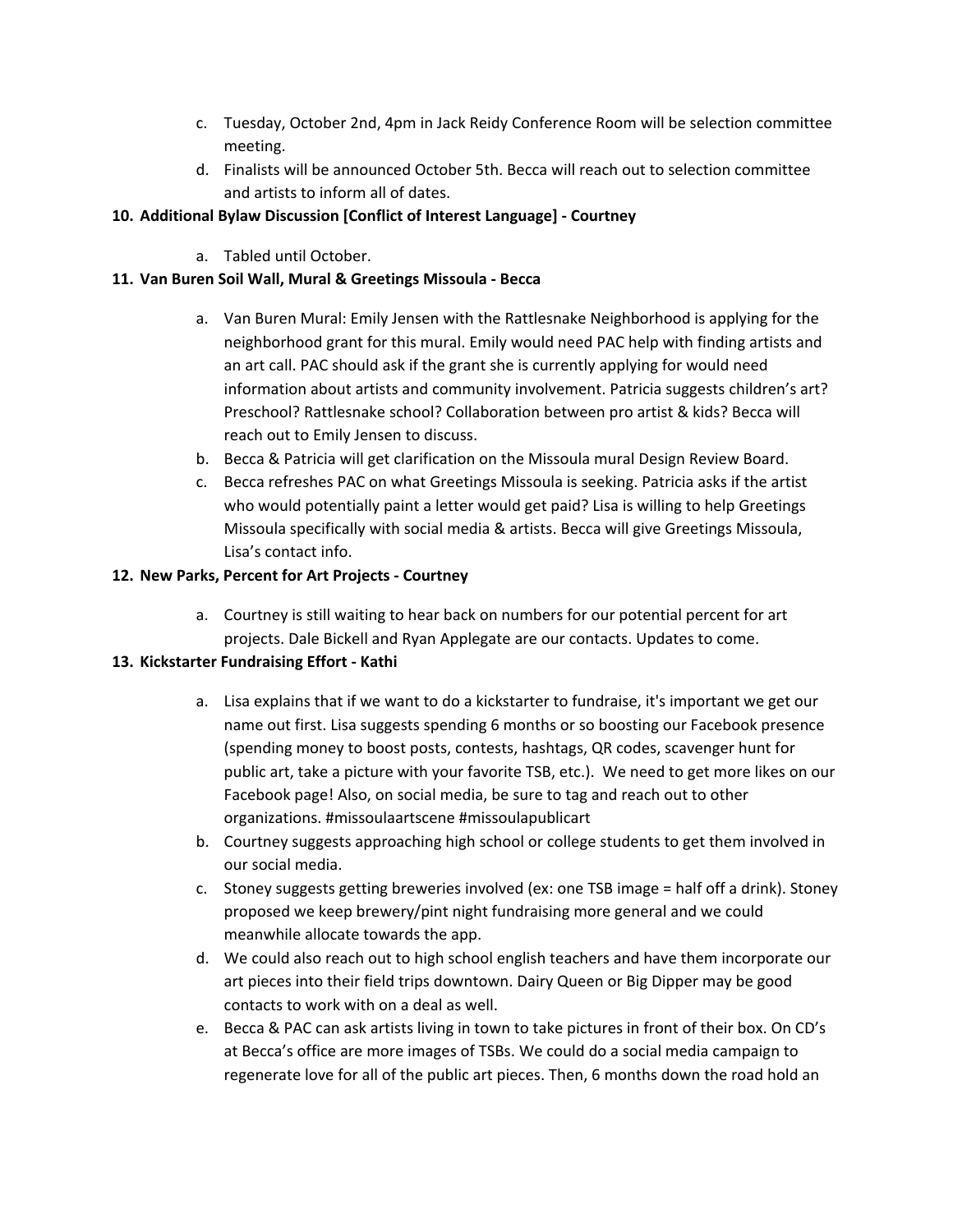c. Tuesday, October 2nd, 4pm in Jack Reidy Conference Room will be selection committee meeting.
   d. Finalists will be announced October 5th. Becca will reach out to selection committee and artists to inform all of dates.

**10. Additional Bylaw Discussion [Conflict of Interest Language] - Courtney**

   a. Tabled until October.

**11. Van Buren Soil Wall, Mural & Greetings Missoula - Becca**

   a. Van Buren Mural: Emily Jensen with the Rattlesnake Neighborhood is applying for the neighborhood grant for this mural. Emily would need PAC help with finding artists and an art call. PAC should ask if the grant she is currently applying for would need information about artists and community involvement. Patricia suggests children's art? Preschool? Rattlesnake school? Collaboration between pro artist & kids? Becca will reach out to Emily Jensen to discuss.
   b. Becca & Patricia will get clarification on the Missoula mural Design Review Board.
   c. Becca refreshes PAC on what Greetings Missoula is seeking. Patricia asks if the artist who would potentially paint a letter would get paid? Lisa is willing to help Greetings Missoula specifically with social media & artists. Becca will give Greetings Missoula, Lisa's contact info.

**12. New Parks, Percent for Art Projects - Courtney**

   a. Courtney is still waiting to hear back on numbers for our potential percent for art projects. Dale Bickell and Ryan Applegate are our contacts. Updates to come.

**13. Kickstarter Fundraising Effort - Kathi**

   a. Lisa explains that if we want to do a kickstarter to fundraise, it's important we get our name out first. Lisa suggests spending 6 months or so boosting our Facebook presence (spending money to boost posts, contests, hashtags, QR codes, scavenger hunt for public art, take a picture with your favorite TSB, etc.). We need to get more likes on our Facebook page! Also, on social media, be sure to tag and reach out to other organizations. #missoulaartscene #missoulapublicart
   b. Courtney suggests approaching high school or college students to get them involved in our social media.
   c. Stoney suggests getting breweries involved (ex: one TSB image = half off a drink). Stoney proposed we keep brewery/pint night fundraising more general and we could meanwhile allocate towards the app.
   d. We could also reach out to high school english teachers and have them incorporate our art pieces into their field trips downtown. Dairy Queen or Big Dipper may be good contacts to work with on a deal as well.
   e. Becca & PAC can ask artists living in town to take pictures in front of their box. On CD's at Becca's office are more images of TSBs. We could do a social media campaign to regenerate love for all of the public art pieces. Then, 6 months down the road hold an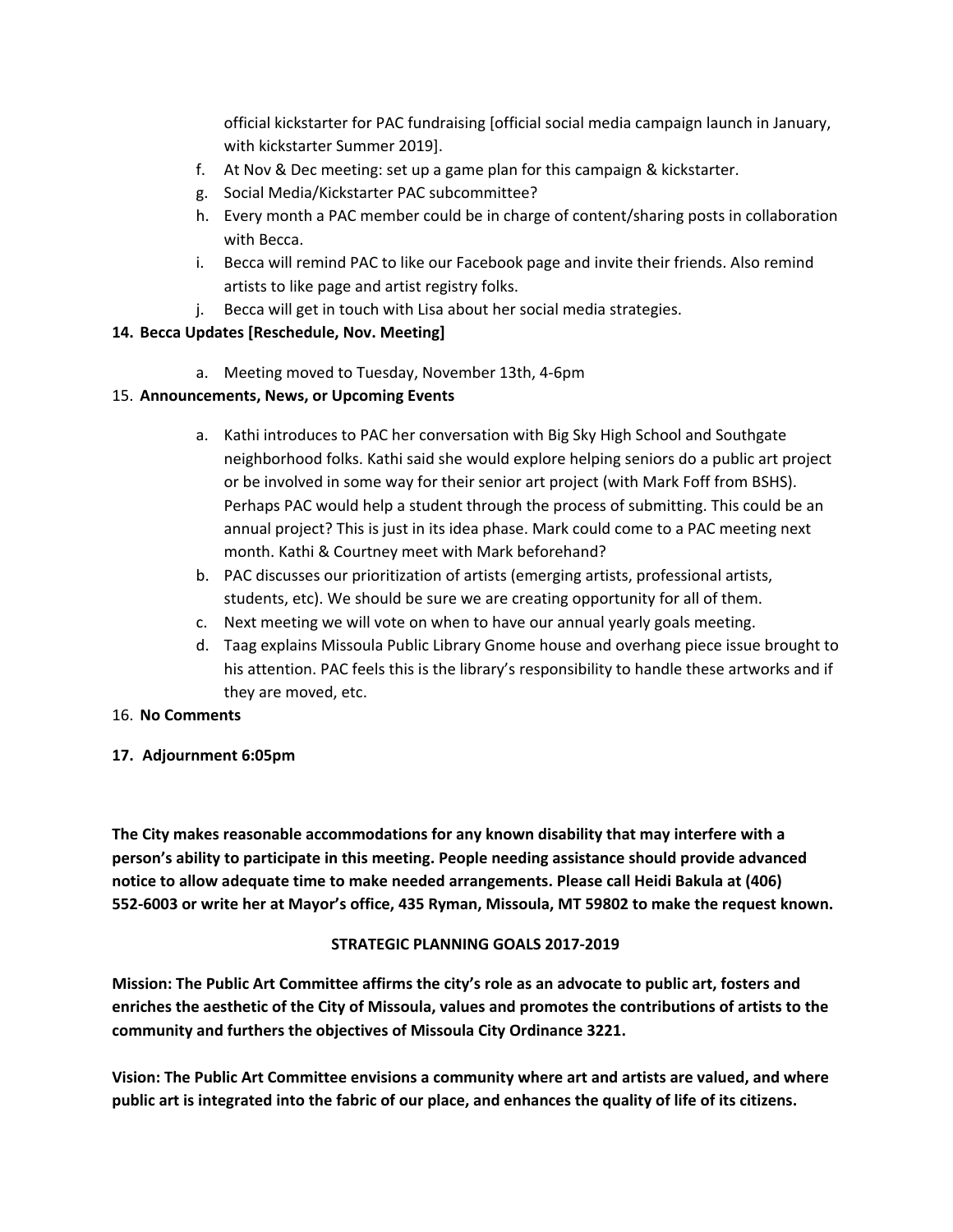official kickstarter for PAC fundraising [official social media campaign launch in January, with kickstarter Summer 2019].

f. At Nov & Dec meeting: set up a game plan for this campaign & kickstarter.
g. Social Media/Kickstarter PAC subcommittee?
h. Every month a PAC member could be in charge of content/sharing posts in collaboration with Becca.
i. Becca will remind PAC to like our Facebook page and invite their friends. Also remind artists to like page and artist registry folks.
j. Becca will get in touch with Lisa about her social media strategies.

**14. Becca Updates [Reschedule, Nov. Meeting]**

a. Meeting moved to Tuesday, November 13th, 4-6pm

15. **Announcements, News, or Upcoming Events**

a. Kathi introduces to PAC her conversation with Big Sky High School and Southgate neighborhood folks. Kathi said she would explore helping seniors do a public art project or be involved in some way for their senior art project (with Mark Foff from BSHS). Perhaps PAC would help a student through the process of submitting. This could be an annual project? This is just in its idea phase. Mark could come to a PAC meeting next month. Kathi & Courtney meet with Mark beforehand?
b. PAC discusses our prioritization of artists (emerging artists, professional artists, students, etc). We should be sure we are creating opportunity for all of them.
c. Next meeting we will vote on when to have our annual yearly goals meeting.
d. Taag explains Missoula Public Library Gnome house and overhang piece issue brought to his attention. PAC feels this is the library's responsibility to handle these artworks and if they are moved, etc.

16. **No Comments**

**17. Adjournment 6:05pm**

**The City makes reasonable accommodations for any known disability that may interfere with a person's ability to participate in this meeting. People needing assistance should provide advanced notice to allow adequate time to make needed arrangements. Please call Heidi Bakula at (406) 552-6003 or write her at Mayor's office, 435 Ryman, Missoula, MT 59802 to make the request known.**

**STRATEGIC PLANNING GOALS 2017-2019**

**Mission: The Public Art Committee affirms the city's role as an advocate to public art, fosters and enriches the aesthetic of the City of Missoula, values and promotes the contributions of artists to the community and furthers the objectives of Missoula City Ordinance 3221.**

**Vision: The Public Art Committee envisions a community where art and artists are valued, and where public art is integrated into the fabric of our place, and enhances the quality of life of its citizens.**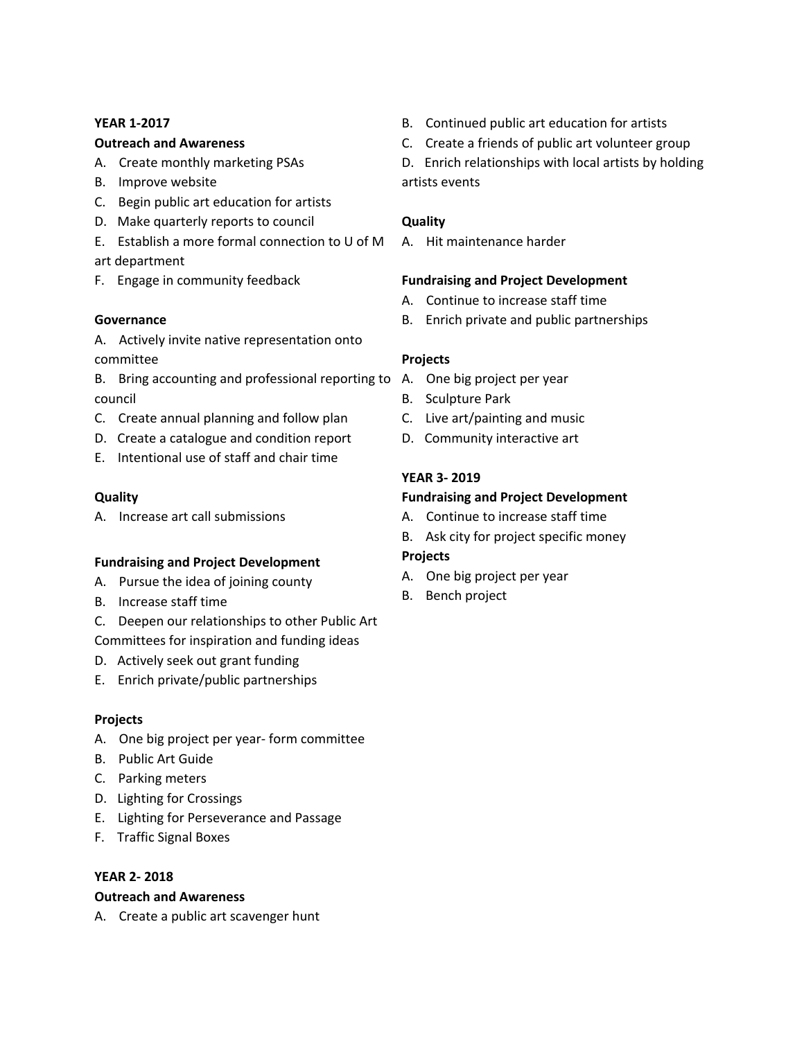**YEAR 1-2017**

**Outreach and Awareness**

A. Create monthly marketing PSAs
B. Improve website
C. Begin public art education for artists
D. Make quarterly reports to council
E. Establish a more formal connection to U of M art department
F. Engage in community feedback

**Governance**

A. Actively invite native representation onto committee
B. Bring accounting and professional reporting to council
C. Create annual planning and follow plan
D. Create a catalogue and condition report
E. Intentional use of staff and chair time

**Quality**

A. Increase art call submissions

**Fundraising and Project Development**

A. Pursue the idea of joining county
B. Increase staff time
C. Deepen our relationships to other Public Art Committees for inspiration and funding ideas
D. Actively seek out grant funding
E. Enrich private/public partnerships

**Projects**

A. One big project per year- form committee
B. Public Art Guide
C. Parking meters
D. Lighting for Crossings
E. Lighting for Perseverance and Passage
F. Traffic Signal Boxes

**YEAR 2- 2018**

**Outreach and Awareness**

A. Create a public art scavenger hunt
B. Continued public art education for artists
C. Create a friends of public art volunteer group
D. Enrich relationships with local artists by holding artists events

**Quality**

A. Hit maintenance harder

**Fundraising and Project Development**

A. Continue to increase staff time
B. Enrich private and public partnerships

**Projects**

A. One big project per year
B. Sculpture Park
C. Live art/painting and music
D. Community interactive art

**YEAR 3- 2019**

**Fundraising and Project Development**

A. Continue to increase staff time
B. Ask city for project specific money

**Projects**

A. One big project per year
B. Bench project